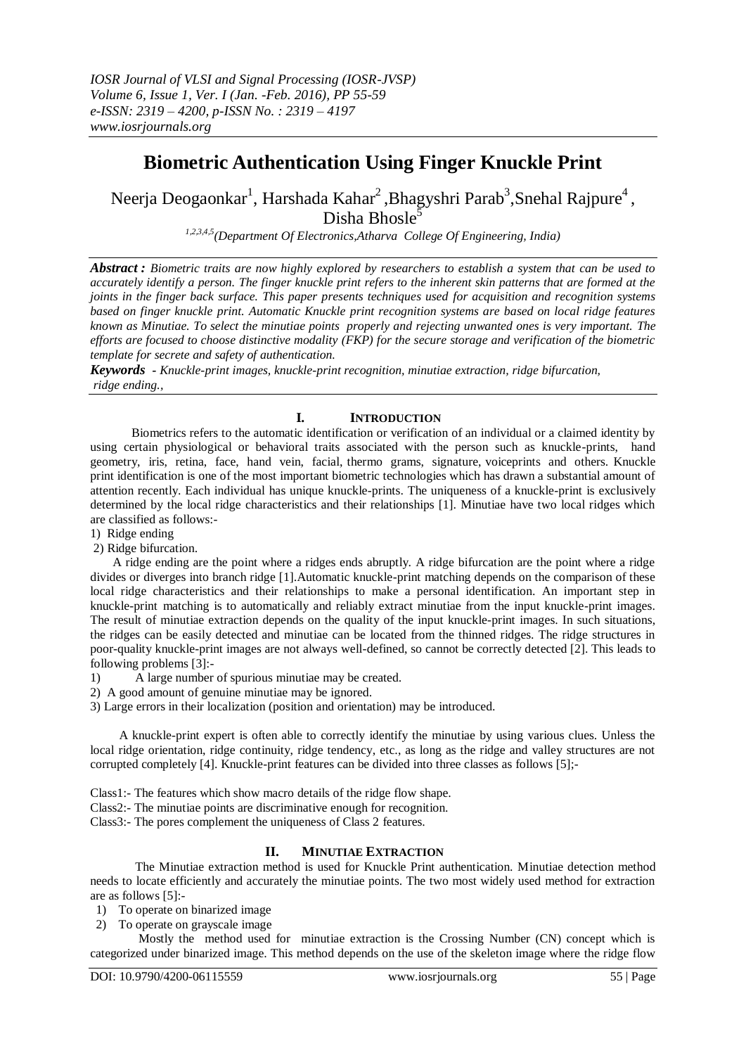# Biometric Authentication Using Finger Knuckle Print

Neerja Deogaonkar[1], Harshada Kahar[2], Bhagyshri Parab[3], Snehal Rajpure[4], Disha Bhosle[5]

[1,2,3,4,5](Department Of Electronics, Atharva College Of Engineering, India)

***Abstract :*** *Biometric traits are now highly explored by researchers to establish a system that can be used to accurately identify a person. The finger knuckle print refers to the inherent skin patterns that are formed at the joints in the finger back surface. This paper presents techniques used for acquisition and recognition systems based on finger knuckle print. Automatic Knuckle print recognition systems are based on local ridge features known as Minutiae. To select the minutiae points properly and rejecting unwanted ones is very important. The efforts are focused to choose distinctive modality (FKP) for the secure storage and verification of the biometric template for secrete and safety of authentication.*

***Keywords*** *- Knuckle-print images, knuckle-print recognition, minutiae extraction, ridge bifurcation, ridge ending.,*

## I. INTRODUCTION

Biometrics refers to the automatic identification or verification of an individual or a claimed identity by using certain physiological or behavioral traits associated with the person such as knuckle-prints, hand geometry, iris, retina, face, hand vein, facial, thermo grams, signature, voiceprints and others. Knuckle print identification is one of the most important biometric technologies which has drawn a substantial amount of attention recently. Each individual has unique knuckle-prints. The uniqueness of a knuckle-print is exclusively determined by the local ridge characteristics and their relationships [1]. Minutiae have two local ridges which are classified as follows:-

1) Ridge ending
2) Ridge bifurcation.

A ridge ending are the point where a ridges ends abruptly. A ridge bifurcation are the point where a ridge divides or diverges into branch ridge [1].Automatic knuckle-print matching depends on the comparison of these local ridge characteristics and their relationships to make a personal identification. An important step in knuckle-print matching is to automatically and reliably extract minutiae from the input knuckle-print images. The result of minutiae extraction depends on the quality of the input knuckle-print images. In such situations, the ridges can be easily detected and minutiae can be located from the thinned ridges. The ridge structures in poor-quality knuckle-print images are not always well-defined, so cannot be correctly detected [2]. This leads to following problems [3]:-

1) A large number of spurious minutiae may be created.
2) A good amount of genuine minutiae may be ignored.
3) Large errors in their localization (position and orientation) may be introduced.

A knuckle-print expert is often able to correctly identify the minutiae by using various clues. Unless the local ridge orientation, ridge continuity, ridge tendency, etc., as long as the ridge and valley structures are not corrupted completely [4]. Knuckle-print features can be divided into three classes as follows [5];-

Class1:- The features which show macro details of the ridge flow shape.
Class2:- The minutiae points are discriminative enough for recognition.
Class3:- The pores complement the uniqueness of Class 2 features.

## II. MINUTIAE EXTRACTION

The Minutiae extraction method is used for Knuckle Print authentication. Minutiae detection method needs to locate efficiently and accurately the minutiae points. The two most widely used method for extraction are as follows [5]:-

1) To operate on binarized image
2) To operate on grayscale image

Mostly the method used for minutiae extraction is the Crossing Number (CN) concept which is categorized under binarized image. This method depends on the use of the skeleton image where the ridge flow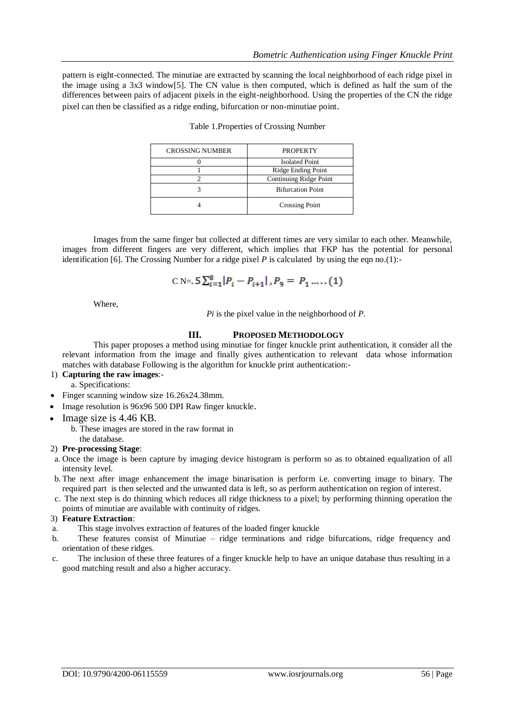pattern is eight-connected. The minutiae are extracted by scanning the local neighborhood of each ridge pixel in the image using a 3x3 window[5]. The CN value is then computed, which is defined as half the sum of the differences between pairs of adjacent pixels in the eight-neighborhood. Using the properties of the CN the ridge pixel can then be classified as a ridge ending, bifurcation or non-minutiae point.

Table 1.Properties of Crossing Number

| CROSSING NUMBER | PROPERTY |
|---|---|
| 0 | Isolated Point |
| 1 | Ridge Ending Point |
| 2 | Continuing Ridge Point |
| 3 | Bifurcation Point |
| 4 | Crossing Point |

Images from the same finger but collected at different times are very similar to each other. Meanwhile, images from different fingers are very different, which implies that FKP has the potential for personal identification [6]. The Crossing Number for a ridge pixel *P* is calculated by using the eqn no.(1):-

$$\text{C N=} .5\sum_{i=1}^{8}|P_i - P_{i+1}|, P_9 = P_1 \ldots\ldots (1)$$

Where,

*Pi* is the pixel value in the neighborhood of *P*.

## III. PROPOSED METHODOLOGY

This paper proposes a method using minutiae for finger knuckle print authentication, it consider all the relevant information from the image and finally gives authentication to relevant data whose information matches with database Following is the algorithm for knuckle print authentication:-

1) **Capturing the raw images**:-
   a. Specifications:
   - Finger scanning window size 16.26x24.38mm.
   - Image resolution is 96x96 500 DPI Raw finger knuckle.
   - Image size is 4.46 KB.

   b. These images are stored in the raw format in the database.
2) **Pre-processing Stage**:
   a. Once the image is been capture by imaging device histogram is perform so as to obtained equalization of all intensity level.
   b. The next after image enhancement the image binarisation is perform i.e. converting image to binary. The required part is then selected and the unwanted data is left, so as perform authentication on region of interest.
   c. The next step is do thinning which reduces all ridge thickness to a pixel; by performing thinning operation the points of minutiae are available with continuity of ridges.
3) **Feature Extraction**:
   a. This stage involves extraction of features of the loaded finger knuckle
   b. These features consist of Minutiae – ridge terminations and ridge bifurcations, ridge frequency and orientation of these ridges.
   c. The inclusion of these three features of a finger knuckle help to have an unique database thus resulting in a good matching result and also a higher accuracy.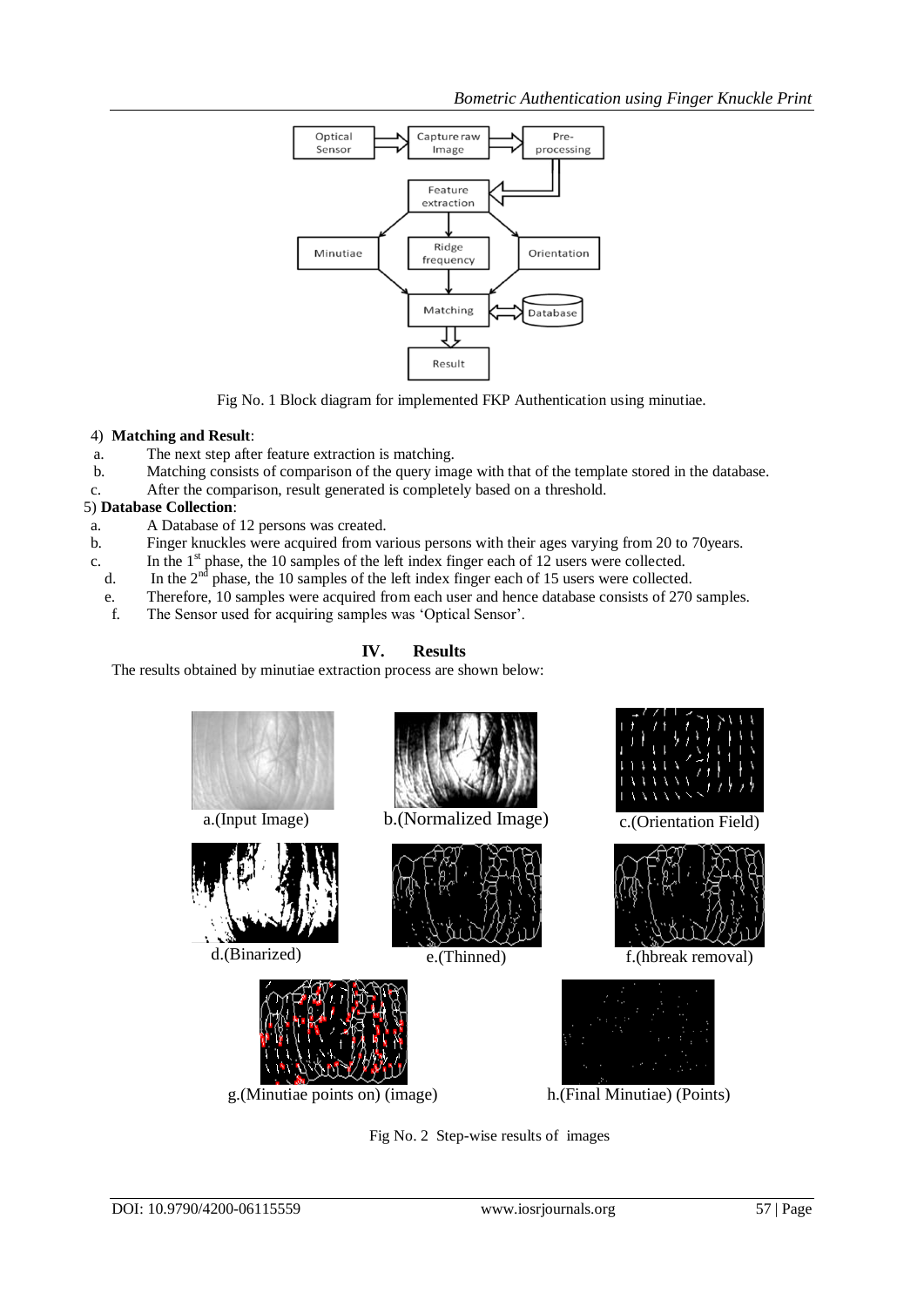Fig No. 1 Block diagram for implemented FKP Authentication using minutiae.

4) **Matching and Result**:

a. The next step after feature extraction is matching.
b. Matching consists of comparison of the query image with that of the template stored in the database.
c. After the comparison, result generated is completely based on a threshold.

5) **Database Collection**:

a. A Database of 12 persons was created.
b. Finger knuckles were acquired from various persons with their ages varying from 20 to 70years.
c. In the 1st phase, the 10 samples of the left index finger each of 12 users were collected.
d. In the 2nd phase, the 10 samples of the left index finger each of 15 users were collected.
e. Therefore, 10 samples were acquired from each user and hence database consists of 270 samples.
f. The Sensor used for acquiring samples was 'Optical Sensor'.

## IV. Results

The results obtained by minutiae extraction process are shown below:

a.(Input Image) b.(Normalized Image) c.(Orientation Field)

d.(Binarized) e.(Thinned) f.(hbreak removal)

g.(Minutiae points on) (image) h.(Final Minutiae) (Points)

Fig No. 2 Step-wise results of images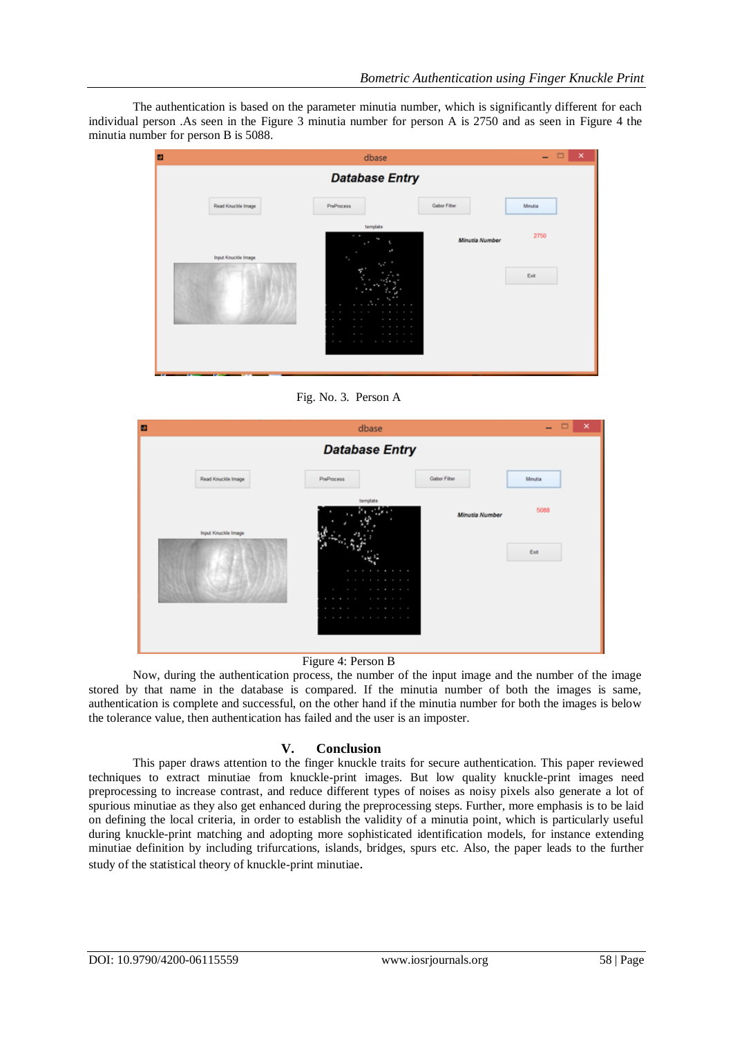The authentication is based on the parameter minutia number, which is significantly different for each individual person .As seen in the Figure 3 minutia number for person A is 2750 and as seen in Figure 4 the minutia number for person B is 5088.

Fig. No. 3. Person A

Figure 4: Person B

Now, during the authentication process, the number of the input image and the number of the image stored by that name in the database is compared. If the minutia number of both the images is same, authentication is complete and successful, on the other hand if the minutia number for both the images is below the tolerance value, then authentication has failed and the user is an imposter.

## V. Conclusion

This paper draws attention to the finger knuckle traits for secure authentication. This paper reviewed techniques to extract minutiae from knuckle-print images. But low quality knuckle-print images need preprocessing to increase contrast, and reduce different types of noises as noisy pixels also generate a lot of spurious minutiae as they also get enhanced during the preprocessing steps. Further, more emphasis is to be laid on defining the local criteria, in order to establish the validity of a minutia point, which is particularly useful during knuckle-print matching and adopting more sophisticated identification models, for instance extending minutiae definition by including trifurcations, islands, bridges, spurs etc. Also, the paper leads to the further study of the statistical theory of knuckle-print minutiae.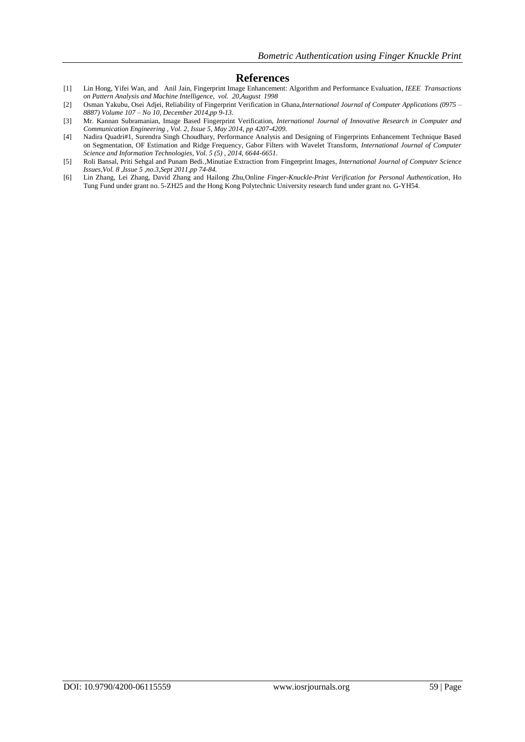## References

[1] Lin Hong, Yifei Wan, and Anil Jain, Fingerprint Image Enhancement: Algorithm and Performance Evaluation, *IEEE Transactions on Pattern Analysis and Machine Intelligence, vol. 20,August 1998*

[2] Osman Yakubu, Osei Adjei, Reliability of Fingerprint Verification in Ghana,*International Journal of Computer Applications (0975 – 8887) Volume 107 – No 10, December 2014,pp 9-13.*

[3] Mr. Kannan Subramanian, Image Based Fingerprint Verification, *International Journal of Innovative Research in Computer and Communication Engineering , Vol. 2, Issue 5, May 2014, pp 4207-4209.*

[4] Nadira Quadri#1, Surendra Singh Choudhary, Performance Analysis and Designing of Fingerprints Enhancement Technique Based on Segmentation, OF Estimation and Ridge Frequency, Gabor Filters with Wavelet Transform, *International Journal of Computer Science and Information Technologies, Vol. 5 (5) , 2014, 6644-6651.*

[5] Roli Bansal, Priti Sehgal and Punam Bedi.,Minutiae Extraction from Fingerprint Images, *International Journal of Computer Science Issues,Vol. 8 ,Issue 5 ,no.3,Sept 2011,pp 74-84.*

[6] Lin Zhang, Lei Zhang, David Zhang and Hailong Zhu,Online *Finger-Knuckle-Print Verification for Personal Authentication*, Ho Tung Fund under grant no. 5-ZH25 and the Hong Kong Polytechnic University research fund under grant no. G-YH54.